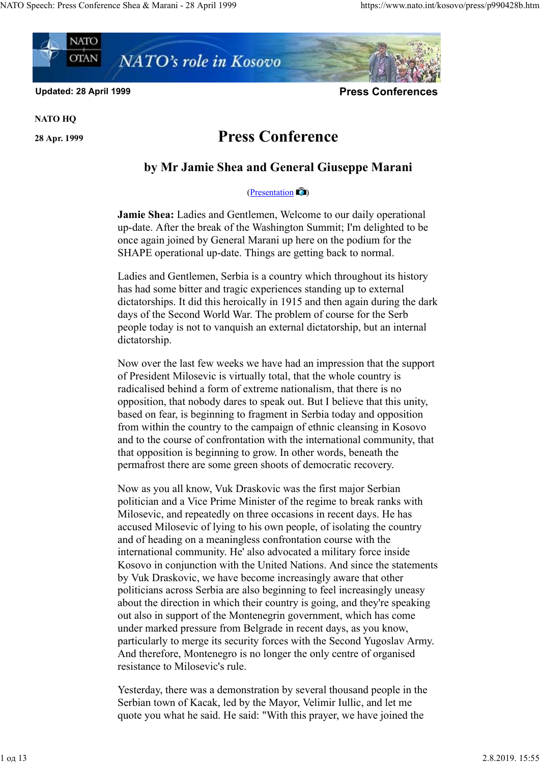Updated: 28 April 1999

**Press Conferences**

**NATO HQ**

**28 Apr. 1999**

# Press Conference

## by Mr Jamie Shea and General Giuseppe Marani

(Presentation)

**Jamie Shea:** Ladies and Gentlemen, Welcome to our daily operational up-date. After the break of the Washington Summit; I'm delighted to be once again joined by General Marani up here on the podium for the SHAPE operational up-date. Things are getting back to normal.

Ladies and Gentlemen, Serbia is a country which throughout its history has had some bitter and tragic experiences standing up to external dictatorships. It did this heroically in 1915 and then again during the dark days of the Second World War. The problem of course for the Serb people today is not to vanquish an external dictatorship, but an internal dictatorship.

Now over the last few weeks we have had an impression that the support of President Milosevic is virtually total, that the whole country is radicalised behind a form of extreme nationalism, that there is no opposition, that nobody dares to speak out. But I believe that this unity, based on fear, is beginning to fragment in Serbia today and opposition from within the country to the campaign of ethnic cleansing in Kosovo and to the course of confrontation with the international community, that that opposition is beginning to grow. In other words, beneath the permafrost there are some green shoots of democratic recovery.

Now as you all know, Vuk Draskovic was the first major Serbian politician and a Vice Prime Minister of the regime to break ranks with Milosevic, and repeatedly on three occasions in recent days. He has accused Milosevic of lying to his own people, of isolating the country and of heading on a meaningless confrontation course with the international community. He' also advocated a military force inside Kosovo in conjunction with the United Nations. And since the statements by Vuk Draskovic, we have become increasingly aware that other politicians across Serbia are also beginning to feel increasingly uneasy about the direction in which their country is going, and they're speaking out also in support of the Montenegrin government, which has come under marked pressure from Belgrade in recent days, as you know, particularly to merge its security forces with the Second Yugoslav Army. And therefore, Montenegro is no longer the only centre of organised resistance to Milosevic's rule.

Yesterday, there was a demonstration by several thousand people in the Serbian town of Kacak, led by the Mayor, Velimir Iullic, and let me quote you what he said. He said: "With this prayer, we have joined the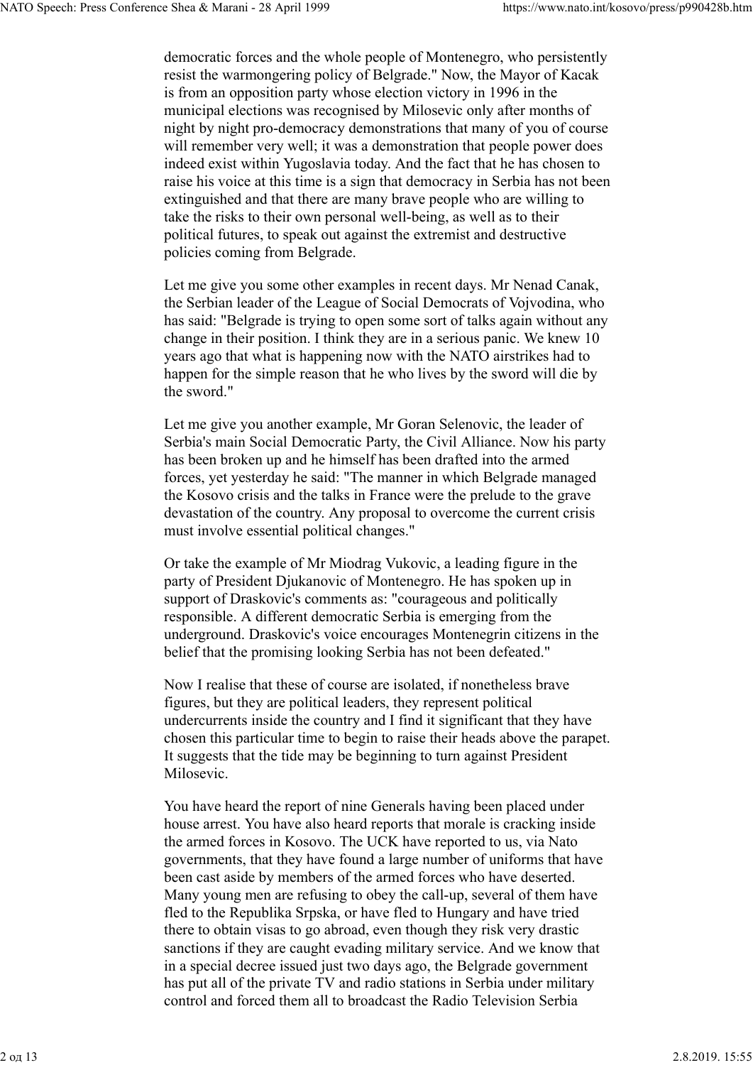democratic forces and the whole people of Montenegro, who persistently resist the warmongering policy of Belgrade." Now, the Mayor of Kacak is from an opposition party whose election victory in 1996 in the municipal elections was recognised by Milosevic only after months of night by night pro-democracy demonstrations that many of you of course will remember very well; it was a demonstration that people power does indeed exist within Yugoslavia today. And the fact that he has chosen to raise his voice at this time is a sign that democracy in Serbia has not been extinguished and that there are many brave people who are willing to take the risks to their own personal well-being, as well as to their political futures, to speak out against the extremist and destructive policies coming from Belgrade.

Let me give you some other examples in recent days. Mr Nenad Canak, the Serbian leader of the League of Social Democrats of Vojvodina, who has said: "Belgrade is trying to open some sort of talks again without any change in their position. I think they are in a serious panic. We knew 10 years ago that what is happening now with the NATO airstrikes had to happen for the simple reason that he who lives by the sword will die by the sword."

Let me give you another example, Mr Goran Selenovic, the leader of Serbia's main Social Democratic Party, the Civil Alliance. Now his party has been broken up and he himself has been drafted into the armed forces, yet yesterday he said: "The manner in which Belgrade managed the Kosovo crisis and the talks in France were the prelude to the grave devastation of the country. Any proposal to overcome the current crisis must involve essential political changes."

Or take the example of Mr Miodrag Vukovic, a leading figure in the party of President Djukanovic of Montenegro. He has spoken up in support of Draskovic's comments as: "courageous and politically responsible. A different democratic Serbia is emerging from the underground. Draskovic's voice encourages Montenegrin citizens in the belief that the promising looking Serbia has not been defeated."

Now I realise that these of course are isolated, if nonetheless brave figures, but they are political leaders, they represent political undercurrents inside the country and I find it significant that they have chosen this particular time to begin to raise their heads above the parapet. It suggests that the tide may be beginning to turn against President Milosevic.

You have heard the report of nine Generals having been placed under house arrest. You have also heard reports that morale is cracking inside the armed forces in Kosovo. The UCK have reported to us, via Nato governments, that they have found a large number of uniforms that have been cast aside by members of the armed forces who have deserted. Many young men are refusing to obey the call-up, several of them have fled to the Republika Srpska, or have fled to Hungary and have tried there to obtain visas to go abroad, even though they risk very drastic sanctions if they are caught evading military service. And we know that in a special decree issued just two days ago, the Belgrade government has put all of the private TV and radio stations in Serbia under military control and forced them all to broadcast the Radio Television Serbia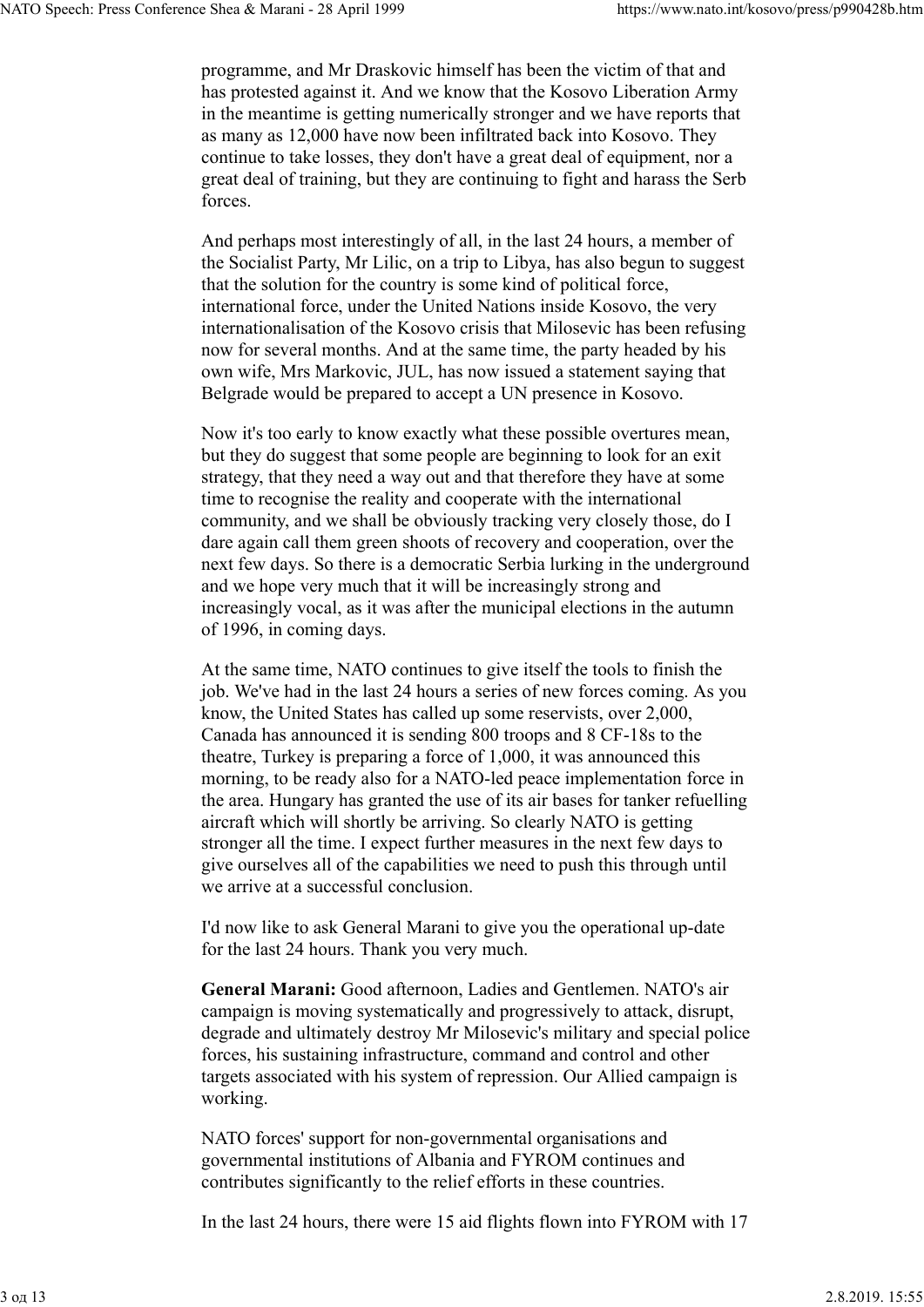programme, and Mr Draskovic himself has been the victim of that and has protested against it. And we know that the Kosovo Liberation Army in the meantime is getting numerically stronger and we have reports that as many as 12,000 have now been infiltrated back into Kosovo. They continue to take losses, they don't have a great deal of equipment, nor a great deal of training, but they are continuing to fight and harass the Serb forces.

And perhaps most interestingly of all, in the last 24 hours, a member of the Socialist Party, Mr Lilic, on a trip to Libya, has also begun to suggest that the solution for the country is some kind of political force, international force, under the United Nations inside Kosovo, the very internationalisation of the Kosovo crisis that Milosevic has been refusing now for several months. And at the same time, the party headed by his own wife, Mrs Markovic, JUL, has now issued a statement saying that Belgrade would be prepared to accept a UN presence in Kosovo.

Now it's too early to know exactly what these possible overtures mean, but they do suggest that some people are beginning to look for an exit strategy, that they need a way out and that therefore they have at some time to recognise the reality and cooperate with the international community, and we shall be obviously tracking very closely those, do I dare again call them green shoots of recovery and cooperation, over the next few days. So there is a democratic Serbia lurking in the underground and we hope very much that it will be increasingly strong and increasingly vocal, as it was after the municipal elections in the autumn of 1996, in coming days.

At the same time, NATO continues to give itself the tools to finish the job. We've had in the last 24 hours a series of new forces coming. As you know, the United States has called up some reservists, over 2,000, Canada has announced it is sending 800 troops and 8 CF-18s to the theatre, Turkey is preparing a force of 1,000, it was announced this morning, to be ready also for a NATO-led peace implementation force in the area. Hungary has granted the use of its air bases for tanker refuelling aircraft which will shortly be arriving. So clearly NATO is getting stronger all the time. I expect further measures in the next few days to give ourselves all of the capabilities we need to push this through until we arrive at a successful conclusion.

I'd now like to ask General Marani to give you the operational up-date for the last 24 hours. Thank you very much.

**General Marani:** Good afternoon, Ladies and Gentlemen. NATO's air campaign is moving systematically and progressively to attack, disrupt, degrade and ultimately destroy Mr Milosevic's military and special police forces, his sustaining infrastructure, command and control and other targets associated with his system of repression. Our Allied campaign is working.

NATO forces' support for non-governmental organisations and governmental institutions of Albania and FYROM continues and contributes significantly to the relief efforts in these countries.

In the last 24 hours, there were 15 aid flights flown into FYROM with 17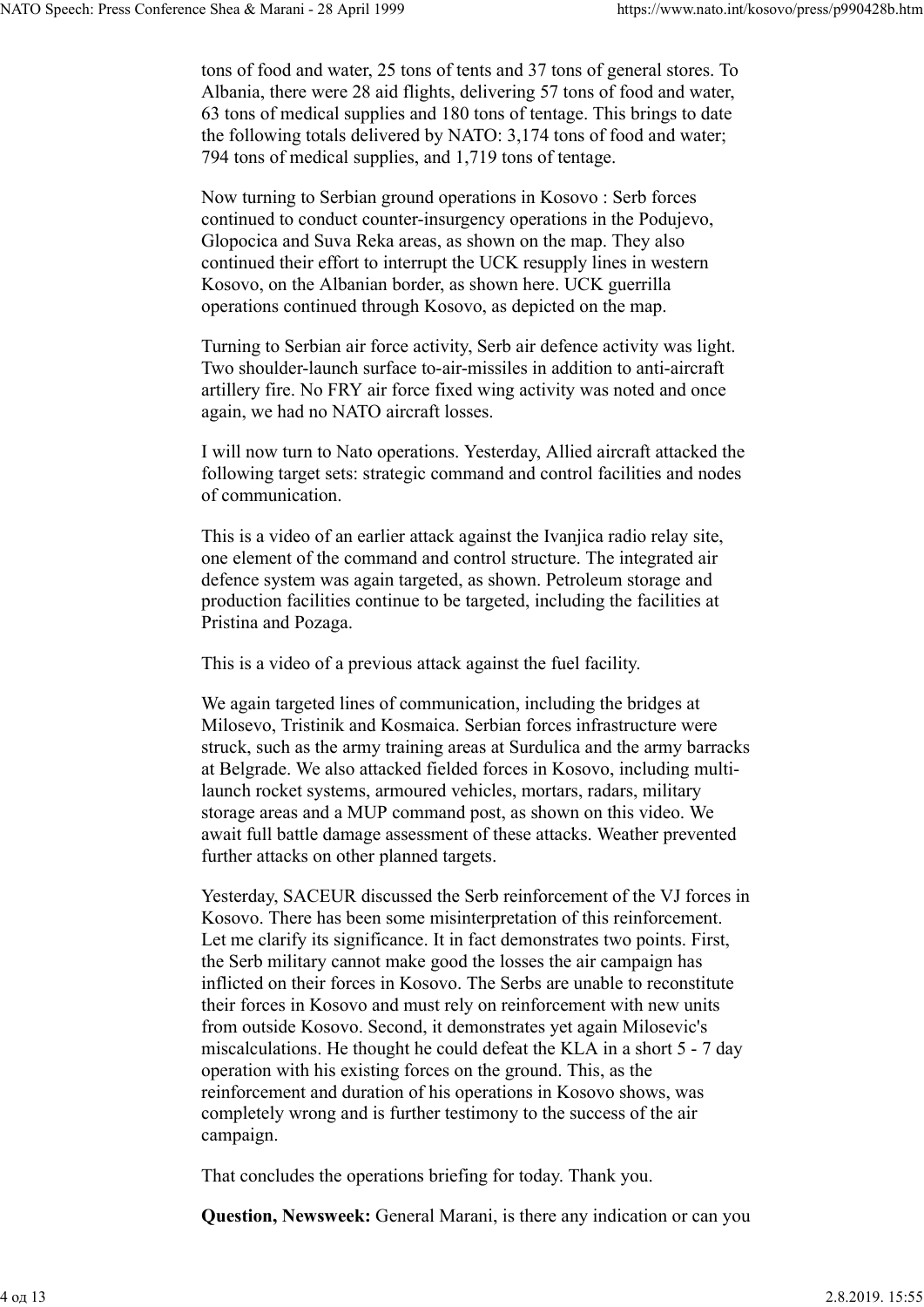tons of food and water, 25 tons of tents and 37 tons of general stores. To Albania, there were 28 aid flights, delivering 57 tons of food and water, 63 tons of medical supplies and 180 tons of tentage. This brings to date the following totals delivered by NATO: 3,174 tons of food and water; 794 tons of medical supplies, and 1,719 tons of tentage.

Now turning to Serbian ground operations in Kosovo : Serb forces continued to conduct counter-insurgency operations in the Podujevo, Glopocica and Suva Reka areas, as shown on the map. They also continued their effort to interrupt the UCK resupply lines in western Kosovo, on the Albanian border, as shown here. UCK guerrilla operations continued through Kosovo, as depicted on the map.

Turning to Serbian air force activity, Serb air defence activity was light. Two shoulder-launch surface to-air-missiles in addition to anti-aircraft artillery fire. No FRY air force fixed wing activity was noted and once again, we had no NATO aircraft losses.

I will now turn to Nato operations. Yesterday, Allied aircraft attacked the following target sets: strategic command and control facilities and nodes of communication.

This is a video of an earlier attack against the Ivanjica radio relay site, one element of the command and control structure. The integrated air defence system was again targeted, as shown. Petroleum storage and production facilities continue to be targeted, including the facilities at Pristina and Pozaga.

This is a video of a previous attack against the fuel facility.

We again targeted lines of communication, including the bridges at Milosevo, Tristinik and Kosmaica. Serbian forces infrastructure were struck, such as the army training areas at Surdulica and the army barracks at Belgrade. We also attacked fielded forces in Kosovo, including multi-launch rocket systems, armoured vehicles, mortars, radars, military storage areas and a MUP command post, as shown on this video. We await full battle damage assessment of these attacks. Weather prevented further attacks on other planned targets.

Yesterday, SACEUR discussed the Serb reinforcement of the VJ forces in Kosovo. There has been some misinterpretation of this reinforcement. Let me clarify its significance. It in fact demonstrates two points. First, the Serb military cannot make good the losses the air campaign has inflicted on their forces in Kosovo. The Serbs are unable to reconstitute their forces in Kosovo and must rely on reinforcement with new units from outside Kosovo. Second, it demonstrates yet again Milosevic's miscalculations. He thought he could defeat the KLA in a short 5 - 7 day operation with his existing forces on the ground. This, as the reinforcement and duration of his operations in Kosovo shows, was completely wrong and is further testimony to the success of the air campaign.

That concludes the operations briefing for today. Thank you.

**Question, Newsweek:** General Marani, is there any indication or can you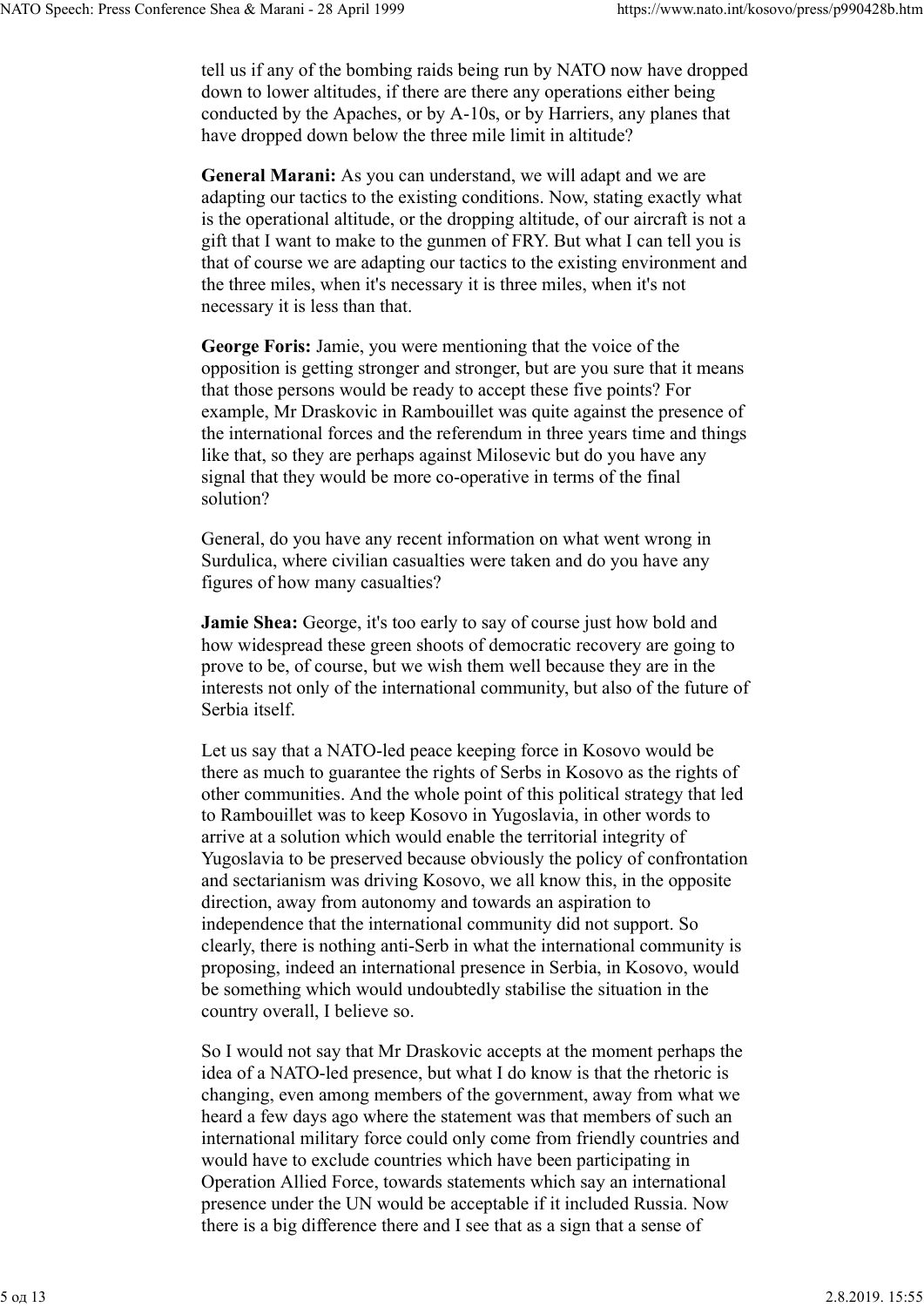tell us if any of the bombing raids being run by NATO now have dropped down to lower altitudes, if there are there any operations either being conducted by the Apaches, or by A-10s, or by Harriers, any planes that have dropped down below the three mile limit in altitude?

**General Marani:** As you can understand, we will adapt and we are adapting our tactics to the existing conditions. Now, stating exactly what is the operational altitude, or the dropping altitude, of our aircraft is not a gift that I want to make to the gunmen of FRY. But what I can tell you is that of course we are adapting our tactics to the existing environment and the three miles, when it's necessary it is three miles, when it's not necessary it is less than that.

**George Foris:** Jamie, you were mentioning that the voice of the opposition is getting stronger and stronger, but are you sure that it means that those persons would be ready to accept these five points? For example, Mr Draskovic in Rambouillet was quite against the presence of the international forces and the referendum in three years time and things like that, so they are perhaps against Milosevic but do you have any signal that they would be more co-operative in terms of the final solution?

General, do you have any recent information on what went wrong in Surdulica, where civilian casualties were taken and do you have any figures of how many casualties?

**Jamie Shea:** George, it's too early to say of course just how bold and how widespread these green shoots of democratic recovery are going to prove to be, of course, but we wish them well because they are in the interests not only of the international community, but also of the future of Serbia itself.

Let us say that a NATO-led peace keeping force in Kosovo would be there as much to guarantee the rights of Serbs in Kosovo as the rights of other communities. And the whole point of this political strategy that led to Rambouillet was to keep Kosovo in Yugoslavia, in other words to arrive at a solution which would enable the territorial integrity of Yugoslavia to be preserved because obviously the policy of confrontation and sectarianism was driving Kosovo, we all know this, in the opposite direction, away from autonomy and towards an aspiration to independence that the international community did not support. So clearly, there is nothing anti-Serb in what the international community is proposing, indeed an international presence in Serbia, in Kosovo, would be something which would undoubtedly stabilise the situation in the country overall, I believe so.

So I would not say that Mr Draskovic accepts at the moment perhaps the idea of a NATO-led presence, but what I do know is that the rhetoric is changing, even among members of the government, away from what we heard a few days ago where the statement was that members of such an international military force could only come from friendly countries and would have to exclude countries which have been participating in Operation Allied Force, towards statements which say an international presence under the UN would be acceptable if it included Russia. Now there is a big difference there and I see that as a sign that a sense of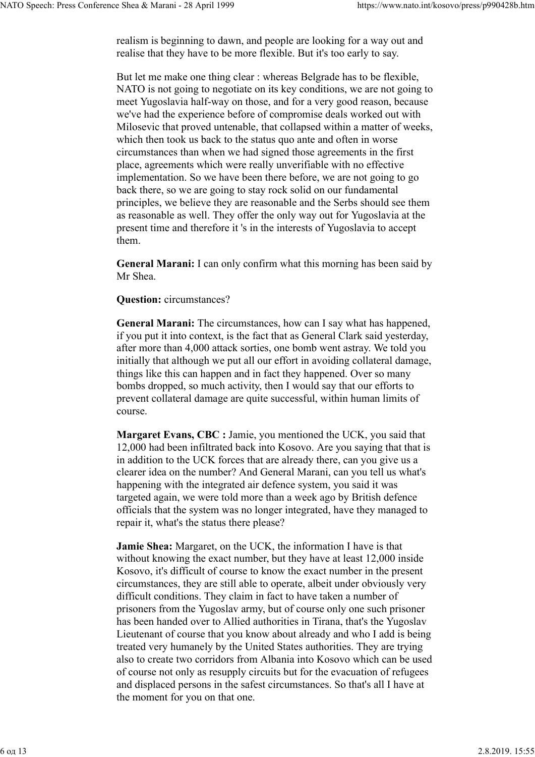realism is beginning to dawn, and people are looking for a way out and realise that they have to be more flexible. But it's too early to say.

But let me make one thing clear : whereas Belgrade has to be flexible, NATO is not going to negotiate on its key conditions, we are not going to meet Yugoslavia half-way on those, and for a very good reason, because we've had the experience before of compromise deals worked out with Milosevic that proved untenable, that collapsed within a matter of weeks, which then took us back to the status quo ante and often in worse circumstances than when we had signed those agreements in the first place, agreements which were really unverifiable with no effective implementation. So we have been there before, we are not going to go back there, so we are going to stay rock solid on our fundamental principles, we believe they are reasonable and the Serbs should see them as reasonable as well. They offer the only way out for Yugoslavia at the present time and therefore it 's in the interests of Yugoslavia to accept them.

**General Marani:** I can only confirm what this morning has been said by Mr Shea.

**Question:** circumstances?

**General Marani:** The circumstances, how can I say what has happened, if you put it into context, is the fact that as General Clark said yesterday, after more than 4,000 attack sorties, one bomb went astray. We told you initially that although we put all our effort in avoiding collateral damage, things like this can happen and in fact they happened. Over so many bombs dropped, so much activity, then I would say that our efforts to prevent collateral damage are quite successful, within human limits of course.

**Margaret Evans, CBC :** Jamie, you mentioned the UCK, you said that 12,000 had been infiltrated back into Kosovo. Are you saying that that is in addition to the UCK forces that are already there, can you give us a clearer idea on the number? And General Marani, can you tell us what's happening with the integrated air defence system, you said it was targeted again, we were told more than a week ago by British defence officials that the system was no longer integrated, have they managed to repair it, what's the status there please?

**Jamie Shea:** Margaret, on the UCK, the information I have is that without knowing the exact number, but they have at least 12,000 inside Kosovo, it's difficult of course to know the exact number in the present circumstances, they are still able to operate, albeit under obviously very difficult conditions. They claim in fact to have taken a number of prisoners from the Yugoslav army, but of course only one such prisoner has been handed over to Allied authorities in Tirana, that's the Yugoslav Lieutenant of course that you know about already and who I add is being treated very humanely by the United States authorities. They are trying also to create two corridors from Albania into Kosovo which can be used of course not only as resupply circuits but for the evacuation of refugees and displaced persons in the safest circumstances. So that's all I have at the moment for you on that one.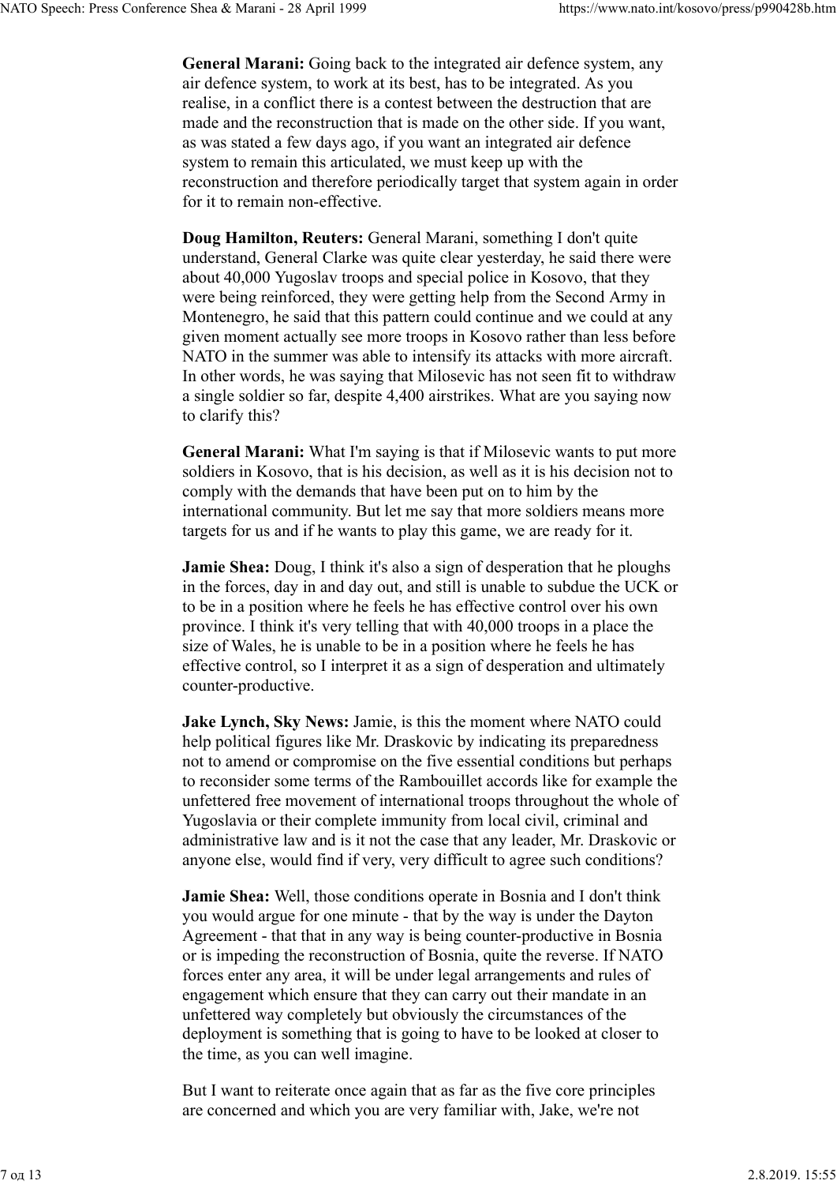**General Marani:** Going back to the integrated air defence system, any air defence system, to work at its best, has to be integrated. As you realise, in a conflict there is a contest between the destruction that are made and the reconstruction that is made on the other side. If you want, as was stated a few days ago, if you want an integrated air defence system to remain this articulated, we must keep up with the reconstruction and therefore periodically target that system again in order for it to remain non-effective.

**Doug Hamilton, Reuters:** General Marani, something I don't quite understand, General Clarke was quite clear yesterday, he said there were about 40,000 Yugoslav troops and special police in Kosovo, that they were being reinforced, they were getting help from the Second Army in Montenegro, he said that this pattern could continue and we could at any given moment actually see more troops in Kosovo rather than less before NATO in the summer was able to intensify its attacks with more aircraft. In other words, he was saying that Milosevic has not seen fit to withdraw a single soldier so far, despite 4,400 airstrikes. What are you saying now to clarify this?

**General Marani:** What I'm saying is that if Milosevic wants to put more soldiers in Kosovo, that is his decision, as well as it is his decision not to comply with the demands that have been put on to him by the international community. But let me say that more soldiers means more targets for us and if he wants to play this game, we are ready for it.

**Jamie Shea:** Doug, I think it's also a sign of desperation that he ploughs in the forces, day in and day out, and still is unable to subdue the UCK or to be in a position where he feels he has effective control over his own province. I think it's very telling that with 40,000 troops in a place the size of Wales, he is unable to be in a position where he feels he has effective control, so I interpret it as a sign of desperation and ultimately counter-productive.

**Jake Lynch, Sky News:** Jamie, is this the moment where NATO could help political figures like Mr. Draskovic by indicating its preparedness not to amend or compromise on the five essential conditions but perhaps to reconsider some terms of the Rambouillet accords like for example the unfettered free movement of international troops throughout the whole of Yugoslavia or their complete immunity from local civil, criminal and administrative law and is it not the case that any leader, Mr. Draskovic or anyone else, would find if very, very difficult to agree such conditions?

**Jamie Shea:** Well, those conditions operate in Bosnia and I don't think you would argue for one minute - that by the way is under the Dayton Agreement - that that in any way is being counter-productive in Bosnia or is impeding the reconstruction of Bosnia, quite the reverse. If NATO forces enter any area, it will be under legal arrangements and rules of engagement which ensure that they can carry out their mandate in an unfettered way completely but obviously the circumstances of the deployment is something that is going to have to be looked at closer to the time, as you can well imagine.

But I want to reiterate once again that as far as the five core principles are concerned and which you are very familiar with, Jake, we're not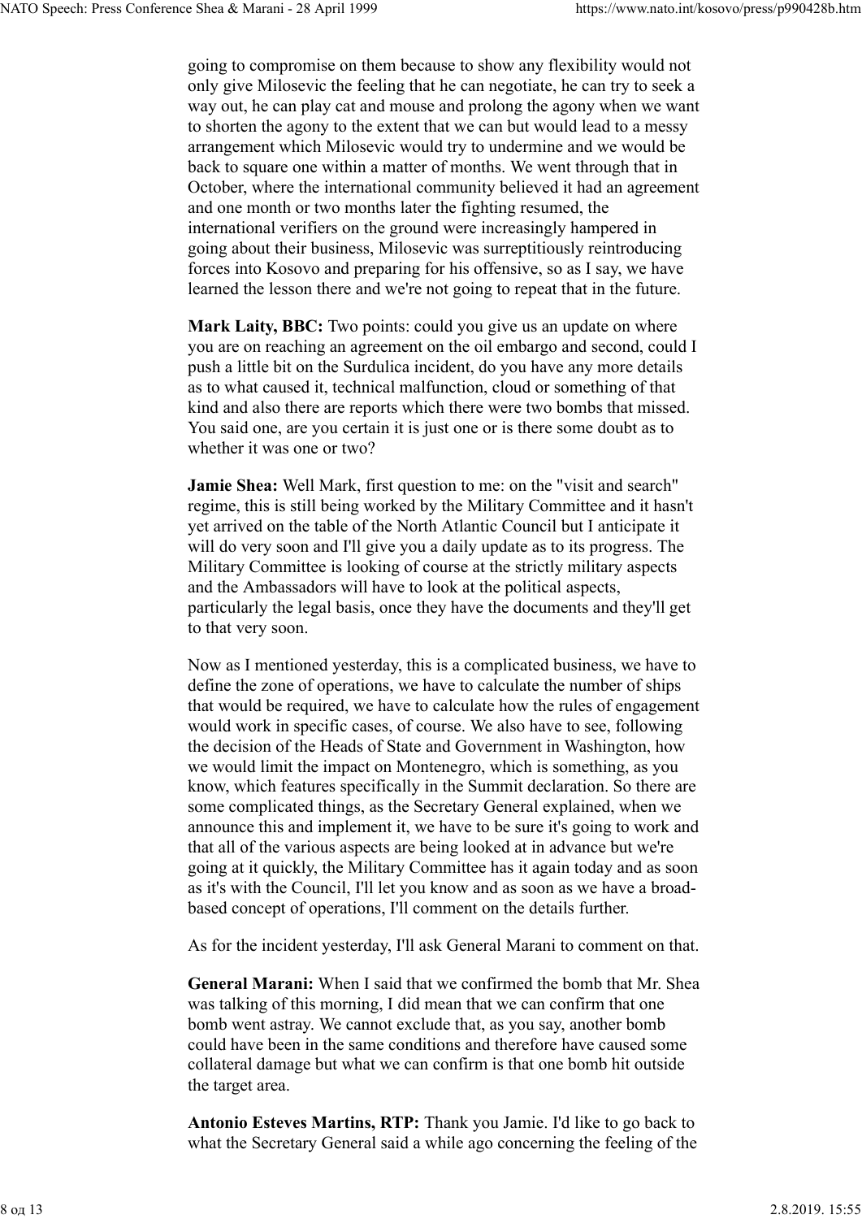going to compromise on them because to show any flexibility would not only give Milosevic the feeling that he can negotiate, he can try to seek a way out, he can play cat and mouse and prolong the agony when we want to shorten the agony to the extent that we can but would lead to a messy arrangement which Milosevic would try to undermine and we would be back to square one within a matter of months. We went through that in October, where the international community believed it had an agreement and one month or two months later the fighting resumed, the international verifiers on the ground were increasingly hampered in going about their business, Milosevic was surreptitiously reintroducing forces into Kosovo and preparing for his offensive, so as I say, we have learned the lesson there and we're not going to repeat that in the future.

**Mark Laity, BBC:** Two points: could you give us an update on where you are on reaching an agreement on the oil embargo and second, could I push a little bit on the Surdulica incident, do you have any more details as to what caused it, technical malfunction, cloud or something of that kind and also there are reports which there were two bombs that missed. You said one, are you certain it is just one or is there some doubt as to whether it was one or two?

**Jamie Shea:** Well Mark, first question to me: on the "visit and search" regime, this is still being worked by the Military Committee and it hasn't yet arrived on the table of the North Atlantic Council but I anticipate it will do very soon and I'll give you a daily update as to its progress. The Military Committee is looking of course at the strictly military aspects and the Ambassadors will have to look at the political aspects, particularly the legal basis, once they have the documents and they'll get to that very soon.

Now as I mentioned yesterday, this is a complicated business, we have to define the zone of operations, we have to calculate the number of ships that would be required, we have to calculate how the rules of engagement would work in specific cases, of course. We also have to see, following the decision of the Heads of State and Government in Washington, how we would limit the impact on Montenegro, which is something, as you know, which features specifically in the Summit declaration. So there are some complicated things, as the Secretary General explained, when we announce this and implement it, we have to be sure it's going to work and that all of the various aspects are being looked at in advance but we're going at it quickly, the Military Committee has it again today and as soon as it's with the Council, I'll let you know and as soon as we have a broad-based concept of operations, I'll comment on the details further.

As for the incident yesterday, I'll ask General Marani to comment on that.

**General Marani:** When I said that we confirmed the bomb that Mr. Shea was talking of this morning, I did mean that we can confirm that one bomb went astray. We cannot exclude that, as you say, another bomb could have been in the same conditions and therefore have caused some collateral damage but what we can confirm is that one bomb hit outside the target area.

**Antonio Esteves Martins, RTP:** Thank you Jamie. I'd like to go back to what the Secretary General said a while ago concerning the feeling of the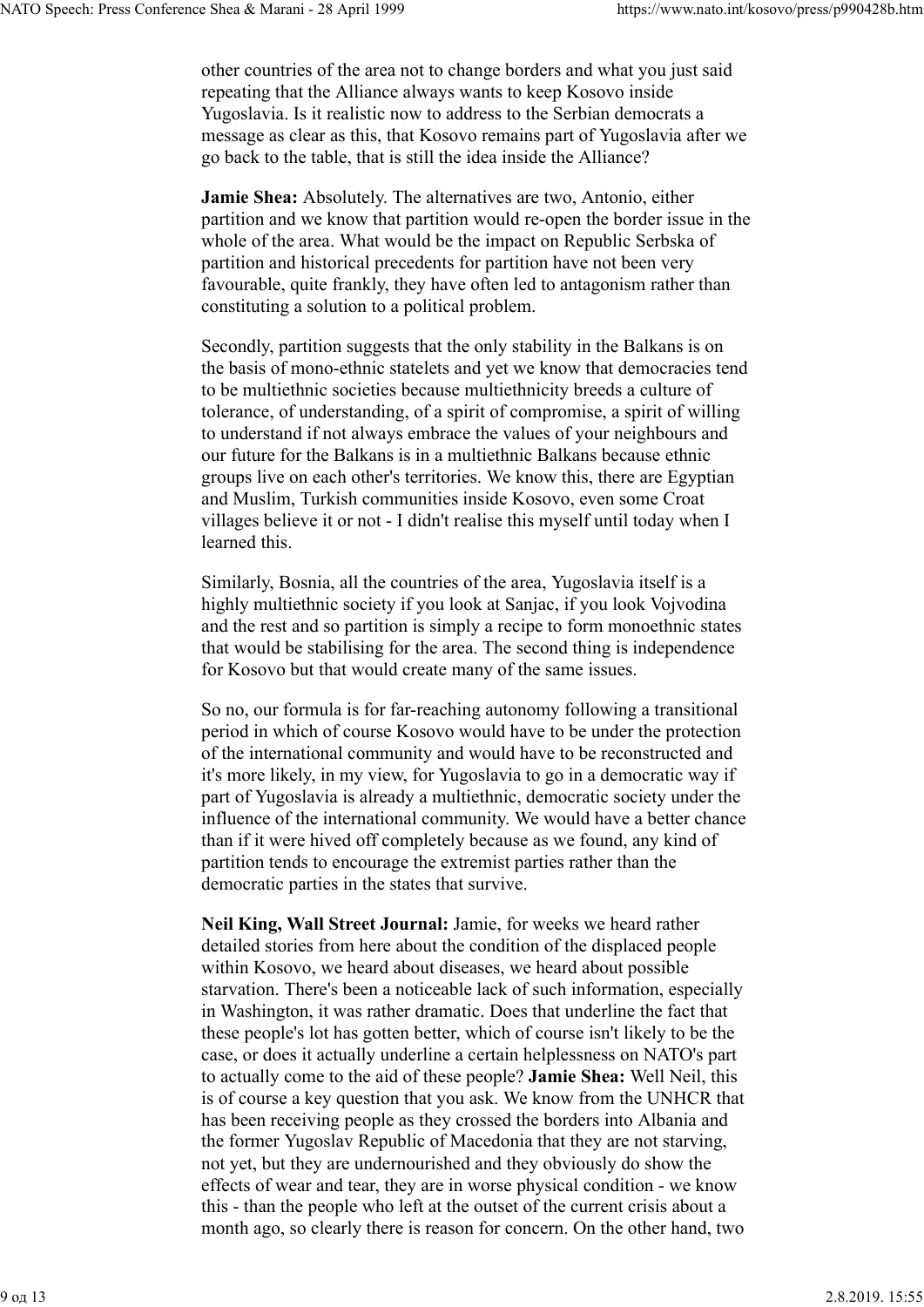other countries of the area not to change borders and what you just said repeating that the Alliance always wants to keep Kosovo inside Yugoslavia. Is it realistic now to address to the Serbian democrats a message as clear as this, that Kosovo remains part of Yugoslavia after we go back to the table, that is still the idea inside the Alliance?

**Jamie Shea:** Absolutely. The alternatives are two, Antonio, either partition and we know that partition would re-open the border issue in the whole of the area. What would be the impact on Republic Serbska of partition and historical precedents for partition have not been very favourable, quite frankly, they have often led to antagonism rather than constituting a solution to a political problem.

Secondly, partition suggests that the only stability in the Balkans is on the basis of mono-ethnic statelets and yet we know that democracies tend to be multiethnic societies because multiethnicity breeds a culture of tolerance, of understanding, of a spirit of compromise, a spirit of willing to understand if not always embrace the values of your neighbours and our future for the Balkans is in a multiethnic Balkans because ethnic groups live on each other's territories. We know this, there are Egyptian and Muslim, Turkish communities inside Kosovo, even some Croat villages believe it or not - I didn't realise this myself until today when I learned this.

Similarly, Bosnia, all the countries of the area, Yugoslavia itself is a highly multiethnic society if you look at Sanjac, if you look Vojvodina and the rest and so partition is simply a recipe to form monoethnic states that would be stabilising for the area. The second thing is independence for Kosovo but that would create many of the same issues.

So no, our formula is for far-reaching autonomy following a transitional period in which of course Kosovo would have to be under the protection of the international community and would have to be reconstructed and it's more likely, in my view, for Yugoslavia to go in a democratic way if part of Yugoslavia is already a multiethnic, democratic society under the influence of the international community. We would have a better chance than if it were hived off completely because as we found, any kind of partition tends to encourage the extremist parties rather than the democratic parties in the states that survive.

**Neil King, Wall Street Journal:** Jamie, for weeks we heard rather detailed stories from here about the condition of the displaced people within Kosovo, we heard about diseases, we heard about possible starvation. There's been a noticeable lack of such information, especially in Washington, it was rather dramatic. Does that underline the fact that these people's lot has gotten better, which of course isn't likely to be the case, or does it actually underline a certain helplessness on NATO's part to actually come to the aid of these people? **Jamie Shea:** Well Neil, this is of course a key question that you ask. We know from the UNHCR that has been receiving people as they crossed the borders into Albania and the former Yugoslav Republic of Macedonia that they are not starving, not yet, but they are undernourished and they obviously do show the effects of wear and tear, they are in worse physical condition - we know this - than the people who left at the outset of the current crisis about a month ago, so clearly there is reason for concern. On the other hand, two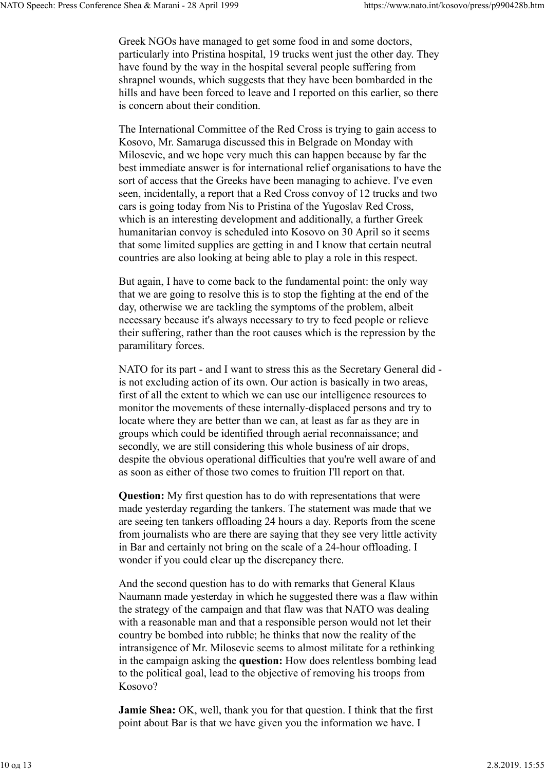Greek NGOs have managed to get some food in and some doctors, particularly into Pristina hospital, 19 trucks went just the other day. They have found by the way in the hospital several people suffering from shrapnel wounds, which suggests that they have been bombarded in the hills and have been forced to leave and I reported on this earlier, so there is concern about their condition.

The International Committee of the Red Cross is trying to gain access to Kosovo, Mr. Samaruga discussed this in Belgrade on Monday with Milosevic, and we hope very much this can happen because by far the best immediate answer is for international relief organisations to have the sort of access that the Greeks have been managing to achieve. I've even seen, incidentally, a report that a Red Cross convoy of 12 trucks and two cars is going today from Nis to Pristina of the Yugoslav Red Cross, which is an interesting development and additionally, a further Greek humanitarian convoy is scheduled into Kosovo on 30 April so it seems that some limited supplies are getting in and I know that certain neutral countries are also looking at being able to play a role in this respect.

But again, I have to come back to the fundamental point: the only way that we are going to resolve this is to stop the fighting at the end of the day, otherwise we are tackling the symptoms of the problem, albeit necessary because it's always necessary to try to feed people or relieve their suffering, rather than the root causes which is the repression by the paramilitary forces.

NATO for its part - and I want to stress this as the Secretary General did - is not excluding action of its own. Our action is basically in two areas, first of all the extent to which we can use our intelligence resources to monitor the movements of these internally-displaced persons and try to locate where they are better than we can, at least as far as they are in groups which could be identified through aerial reconnaissance; and secondly, we are still considering this whole business of air drops, despite the obvious operational difficulties that you're well aware of and as soon as either of those two comes to fruition I'll report on that.

**Question:** My first question has to do with representations that were made yesterday regarding the tankers. The statement was made that we are seeing ten tankers offloading 24 hours a day. Reports from the scene from journalists who are there are saying that they see very little activity in Bar and certainly not bring on the scale of a 24-hour offloading. I wonder if you could clear up the discrepancy there.

And the second question has to do with remarks that General Klaus Naumann made yesterday in which he suggested there was a flaw within the strategy of the campaign and that flaw was that NATO was dealing with a reasonable man and that a responsible person would not let their country be bombed into rubble; he thinks that now the reality of the intransigence of Mr. Milosevic seems to almost militate for a rethinking in the campaign asking the **question:** How does relentless bombing lead to the political goal, lead to the objective of removing his troops from Kosovo?

**Jamie Shea:** OK, well, thank you for that question. I think that the first point about Bar is that we have given you the information we have. I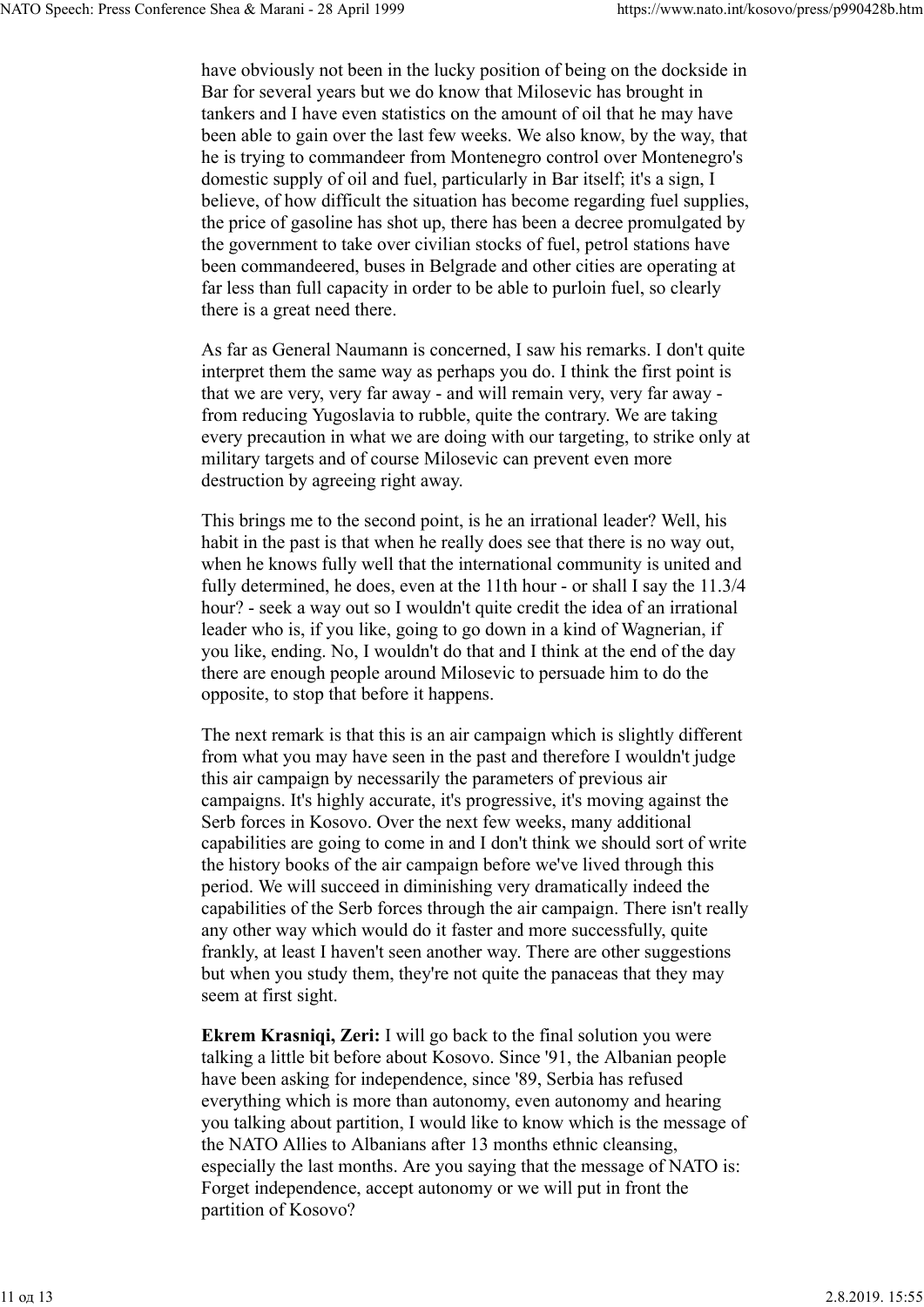have obviously not been in the lucky position of being on the dockside in Bar for several years but we do know that Milosevic has brought in tankers and I have even statistics on the amount of oil that he may have been able to gain over the last few weeks. We also know, by the way, that he is trying to commandeer from Montenegro control over Montenegro's domestic supply of oil and fuel, particularly in Bar itself; it's a sign, I believe, of how difficult the situation has become regarding fuel supplies, the price of gasoline has shot up, there has been a decree promulgated by the government to take over civilian stocks of fuel, petrol stations have been commandeered, buses in Belgrade and other cities are operating at far less than full capacity in order to be able to purloin fuel, so clearly there is a great need there.

As far as General Naumann is concerned, I saw his remarks. I don't quite interpret them the same way as perhaps you do. I think the first point is that we are very, very far away - and will remain very, very far away - from reducing Yugoslavia to rubble, quite the contrary. We are taking every precaution in what we are doing with our targeting, to strike only at military targets and of course Milosevic can prevent even more destruction by agreeing right away.

This brings me to the second point, is he an irrational leader? Well, his habit in the past is that when he really does see that there is no way out, when he knows fully well that the international community is united and fully determined, he does, even at the 11th hour - or shall I say the 11.3/4 hour? - seek a way out so I wouldn't quite credit the idea of an irrational leader who is, if you like, going to go down in a kind of Wagnerian, if you like, ending. No, I wouldn't do that and I think at the end of the day there are enough people around Milosevic to persuade him to do the opposite, to stop that before it happens.

The next remark is that this is an air campaign which is slightly different from what you may have seen in the past and therefore I wouldn't judge this air campaign by necessarily the parameters of previous air campaigns. It's highly accurate, it's progressive, it's moving against the Serb forces in Kosovo. Over the next few weeks, many additional capabilities are going to come in and I don't think we should sort of write the history books of the air campaign before we've lived through this period. We will succeed in diminishing very dramatically indeed the capabilities of the Serb forces through the air campaign. There isn't really any other way which would do it faster and more successfully, quite frankly, at least I haven't seen another way. There are other suggestions but when you study them, they're not quite the panaceas that they may seem at first sight.

**Ekrem Krasniqi, Zeri:** I will go back to the final solution you were talking a little bit before about Kosovo. Since '91, the Albanian people have been asking for independence, since '89, Serbia has refused everything which is more than autonomy, even autonomy and hearing you talking about partition, I would like to know which is the message of the NATO Allies to Albanians after 13 months ethnic cleansing, especially the last months. Are you saying that the message of NATO is: Forget independence, accept autonomy or we will put in front the partition of Kosovo?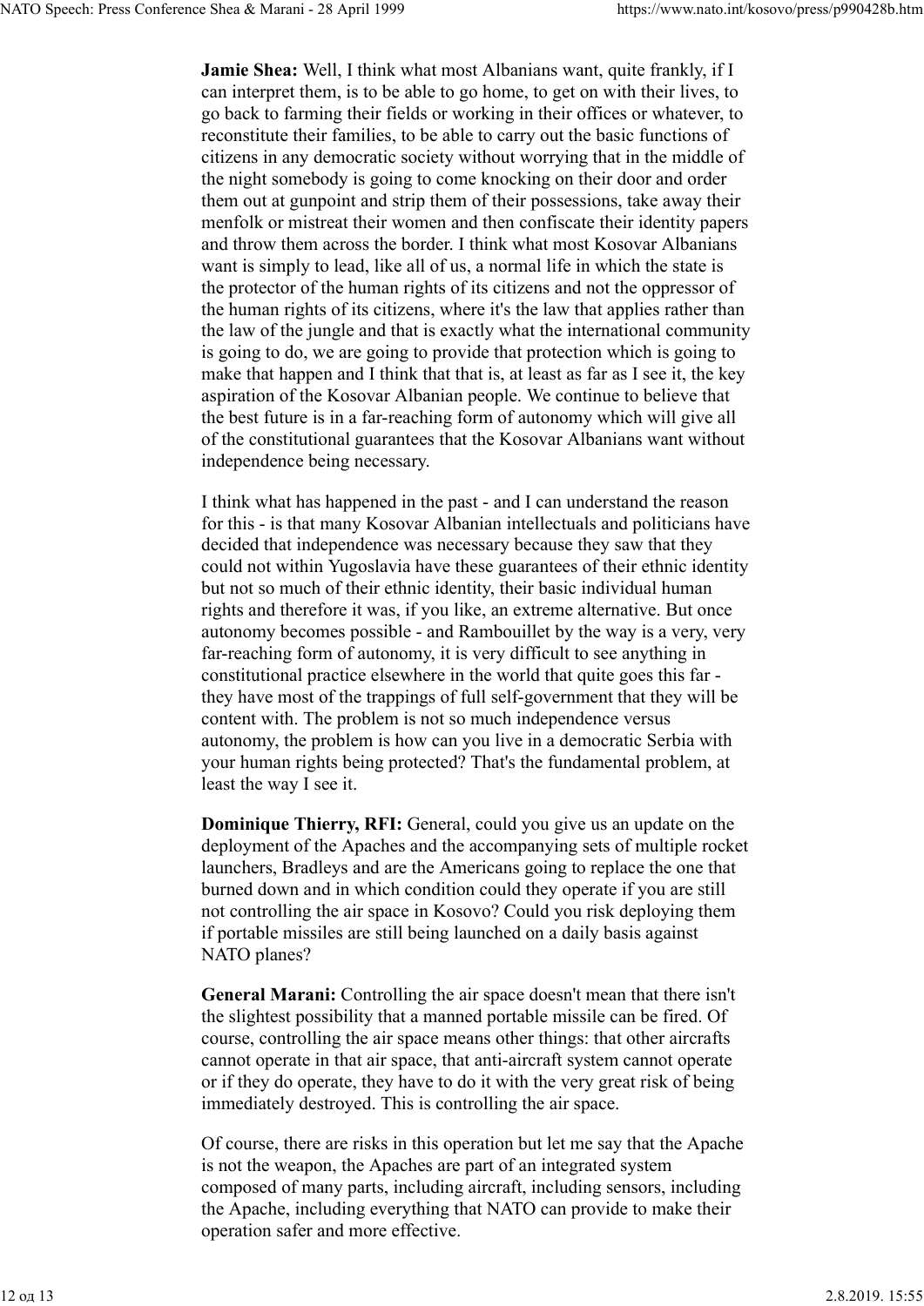**Jamie Shea:** Well, I think what most Albanians want, quite frankly, if I can interpret them, is to be able to go home, to get on with their lives, to go back to farming their fields or working in their offices or whatever, to reconstitute their families, to be able to carry out the basic functions of citizens in any democratic society without worrying that in the middle of the night somebody is going to come knocking on their door and order them out at gunpoint and strip them of their possessions, take away their menfolk or mistreat their women and then confiscate their identity papers and throw them across the border. I think what most Kosovar Albanians want is simply to lead, like all of us, a normal life in which the state is the protector of the human rights of its citizens and not the oppressor of the human rights of its citizens, where it's the law that applies rather than the law of the jungle and that is exactly what the international community is going to do, we are going to provide that protection which is going to make that happen and I think that that is, at least as far as I see it, the key aspiration of the Kosovar Albanian people. We continue to believe that the best future is in a far-reaching form of autonomy which will give all of the constitutional guarantees that the Kosovar Albanians want without independence being necessary.

I think what has happened in the past - and I can understand the reason for this - is that many Kosovar Albanian intellectuals and politicians have decided that independence was necessary because they saw that they could not within Yugoslavia have these guarantees of their ethnic identity but not so much of their ethnic identity, their basic individual human rights and therefore it was, if you like, an extreme alternative. But once autonomy becomes possible - and Rambouillet by the way is a very, very far-reaching form of autonomy, it is very difficult to see anything in constitutional practice elsewhere in the world that quite goes this far - they have most of the trappings of full self-government that they will be content with. The problem is not so much independence versus autonomy, the problem is how can you live in a democratic Serbia with your human rights being protected? That's the fundamental problem, at least the way I see it.

**Dominique Thierry, RFI:** General, could you give us an update on the deployment of the Apaches and the accompanying sets of multiple rocket launchers, Bradleys and are the Americans going to replace the one that burned down and in which condition could they operate if you are still not controlling the air space in Kosovo? Could you risk deploying them if portable missiles are still being launched on a daily basis against NATO planes?

**General Marani:** Controlling the air space doesn't mean that there isn't the slightest possibility that a manned portable missile can be fired. Of course, controlling the air space means other things: that other aircrafts cannot operate in that air space, that anti-aircraft system cannot operate or if they do operate, they have to do it with the very great risk of being immediately destroyed. This is controlling the air space.

Of course, there are risks in this operation but let me say that the Apache is not the weapon, the Apaches are part of an integrated system composed of many parts, including aircraft, including sensors, including the Apache, including everything that NATO can provide to make their operation safer and more effective.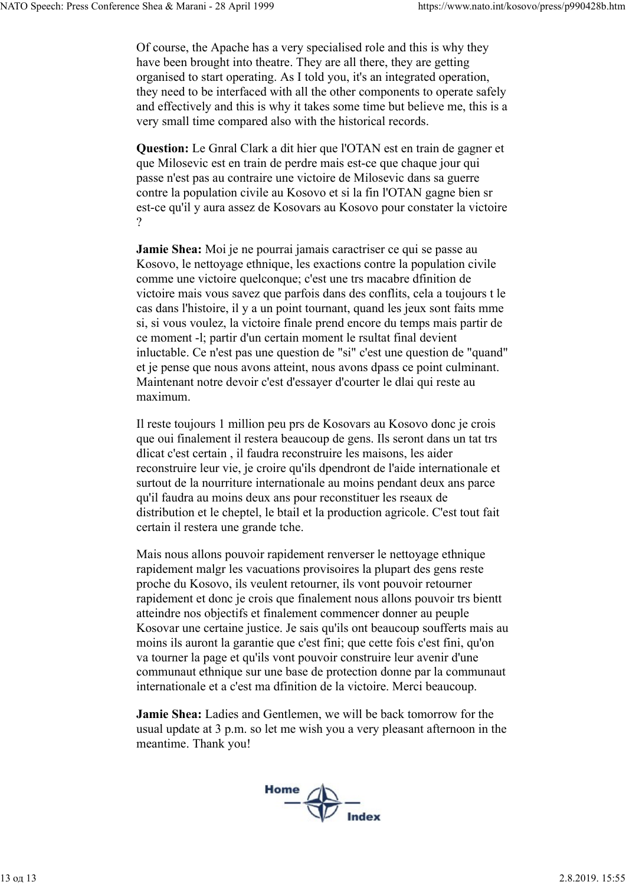Of course, the Apache has a very specialised role and this is why they have been brought into theatre. They are all there, they are getting organised to start operating. As I told you, it's an integrated operation, they need to be interfaced with all the other components to operate safely and effectively and this is why it takes some time but believe me, this is a very small time compared also with the historical records.

**Question:** Le Gnral Clark a dit hier que l'OTAN est en train de gagner et que Milosevic est en train de perdre mais est-ce que chaque jour qui passe n'est pas au contraire une victoire de Milosevic dans sa guerre contre la population civile au Kosovo et si la fin l'OTAN gagne bien sr est-ce qu'il y aura assez de Kosovars au Kosovo pour constater la victoire ?

**Jamie Shea:** Moi je ne pourrai jamais caractriser ce qui se passe au Kosovo, le nettoyage ethnique, les exactions contre la population civile comme une victoire quelconque; c'est une trs macabre dfinition de victoire mais vous savez que parfois dans des conflits, cela a toujours t le cas dans l'histoire, il y a un point tournant, quand les jeux sont faits mme si, si vous voulez, la victoire finale prend encore du temps mais partir de ce moment -l; partir d'un certain moment le rsultat final devient inluctable. Ce n'est pas une question de "si" c'est une question de "quand" et je pense que nous avons atteint, nous avons dpass ce point culminant. Maintenant notre devoir c'est d'essayer d'courter le dlai qui reste au maximum.

Il reste toujours 1 million peu prs de Kosovars au Kosovo donc je crois que oui finalement il restera beaucoup de gens. Ils seront dans un tat trs dlicat c'est certain , il faudra reconstruire les maisons, les aider reconstruire leur vie, je croire qu'ils dpendront de l'aide internationale et surtout de la nourriture internationale au moins pendant deux ans parce qu'il faudra au moins deux ans pour reconstituer les rseaux de distribution et le cheptel, le btail et la production agricole. C'est tout fait certain il restera une grande tche.

Mais nous allons pouvoir rapidement renverser le nettoyage ethnique rapidement malgr les vacuations provisoires la plupart des gens reste proche du Kosovo, ils veulent retourner, ils vont pouvoir retourner rapidement et donc je crois que finalement nous allons pouvoir trs bientt atteindre nos objectifs et finalement commencer donner au peuple Kosovar une certaine justice. Je sais qu'ils ont beaucoup soufferts mais au moins ils auront la garantie que c'est fini; que cette fois c'est fini, qu'on va tourner la page et qu'ils vont pouvoir construire leur avenir d'une communaut ethnique sur une base de protection donne par la communaut internationale et a c'est ma dfinition de la victoire. Merci beaucoup.

**Jamie Shea:** Ladies and Gentlemen, we will be back tomorrow for the usual update at 3 p.m. so let me wish you a very pleasant afternoon in the meantime. Thank you!